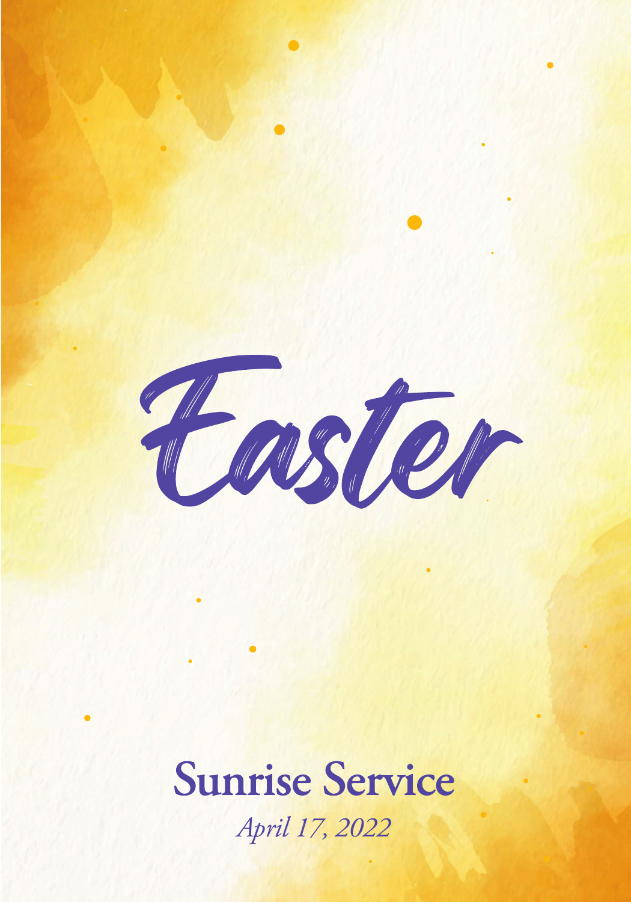# Easter

## Sunrise Service

*April 17, 2022*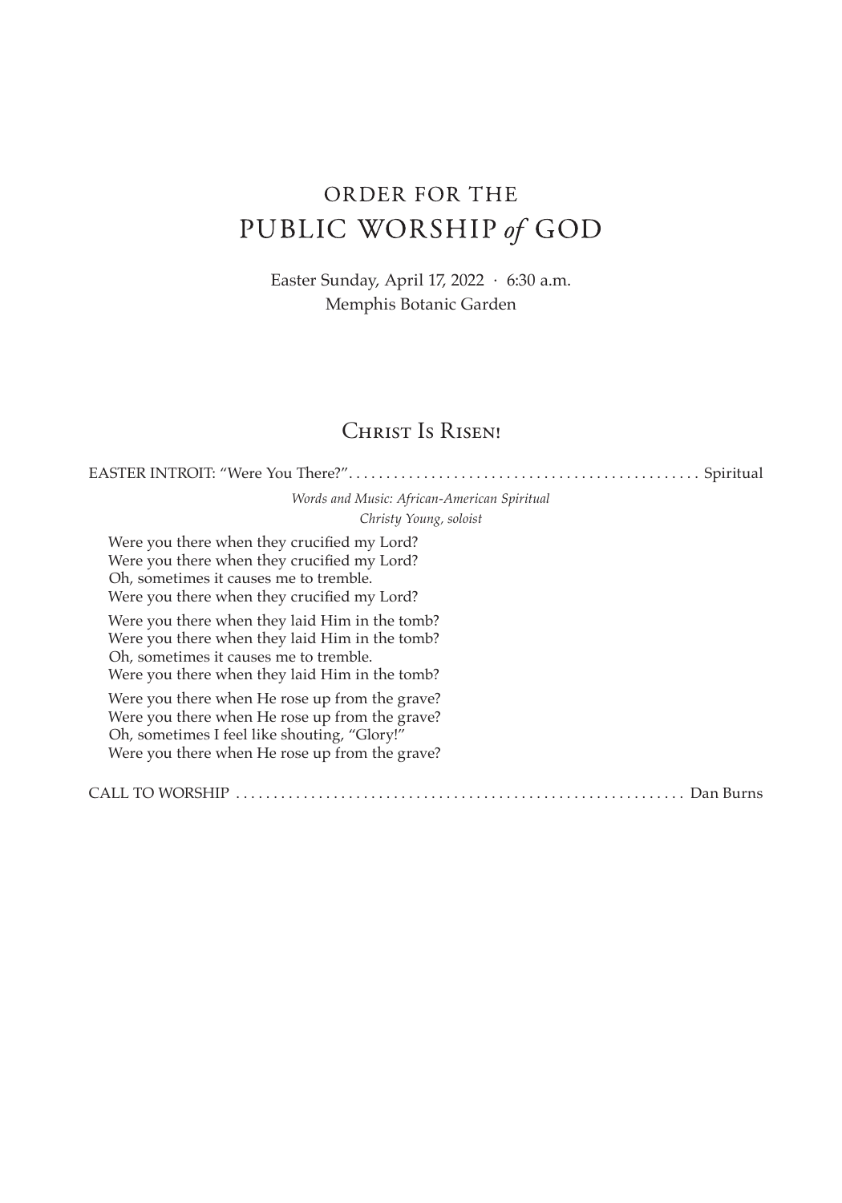# ORDER FOR THE PUBLIC WORSHIP *of* GOD

Easter Sunday, April 17, 2022 · 6:30 a.m.
Memphis Botanic Garden

## Christ Is Risen!

EASTER INTROIT: "Were You There?" . . . . . . . . . . . . . . . . . . . . . . . . . . . . . . . . . . . . . . . . . . . . . . Spiritual

*Words and Music: African-American Spiritual*
*Christy Young, soloist*

Were you there when they crucified my Lord?
Were you there when they crucified my Lord?
Oh, sometimes it causes me to tremble.
Were you there when they crucified my Lord?

Were you there when they laid Him in the tomb?
Were you there when they laid Him in the tomb?
Oh, sometimes it causes me to tremble.
Were you there when they laid Him in the tomb?

Were you there when He rose up from the grave?
Were you there when He rose up from the grave?
Oh, sometimes I feel like shouting, "Glory!"
Were you there when He rose up from the grave?

CALL TO WORSHIP . . . . . . . . . . . . . . . . . . . . . . . . . . . . . . . . . . . . . . . . . . . . . . . . . . . . . . . . . . . . Dan Burns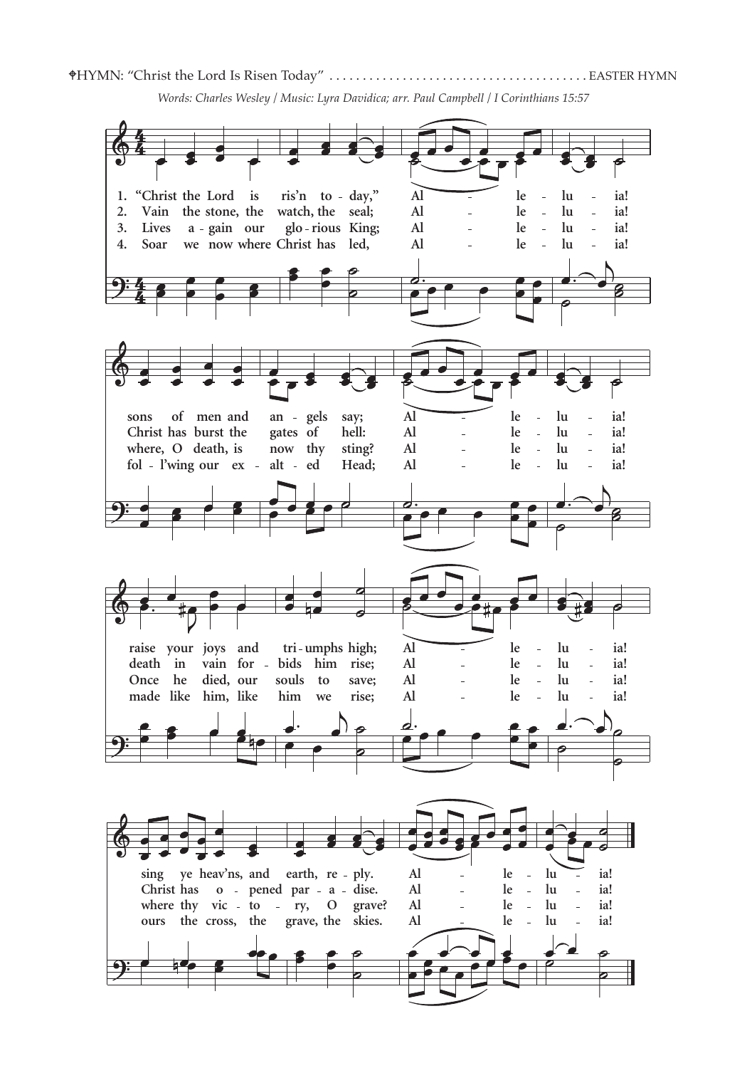✠HYMN: "Christ the Lord Is Risen Today" . . . . . . . . . . . . . . . . . . . . . . . . . . . . . . . . . . . . . EASTER HYMN

*Words: Charles Wesley / Music: Lyra Davidica; arr. Paul Campbell / I Corinthians 15:57*

1. "Christ the Lord is ris'n to - day," Al - le - lu - ia!
sons of men and an - gels say; Al - le - lu - ia!
raise your joys and tri - umphs high; Al - le - lu - ia!
sing ye heav'ns, and earth, re - ply. Al - le - lu - ia!

2. Vain the stone, the watch, the seal; Al - le - lu - ia!
Christ has burst the gates of hell: Al - le - lu - ia!
death in vain for - bids him rise; Al - le - lu - ia!
Christ has o - pened par - a - dise. Al - le - lu - ia!

3. Lives a - gain our glo - rious King; Al - le - lu - ia!
where, O death, is now thy sting? Al - le - lu - ia!
Once he died, our souls to save; Al - le - lu - ia!
where thy vic - to - ry, O grave? Al - le - lu - ia!

4. Soar we now where Christ has led, Al - le - lu - ia!
fol - l'wing our ex - alt - ed Head; Al - le - lu - ia!
made like him, like him we rise; Al - le - lu - ia!
ours the cross, the grave, the skies. Al - le - lu - ia!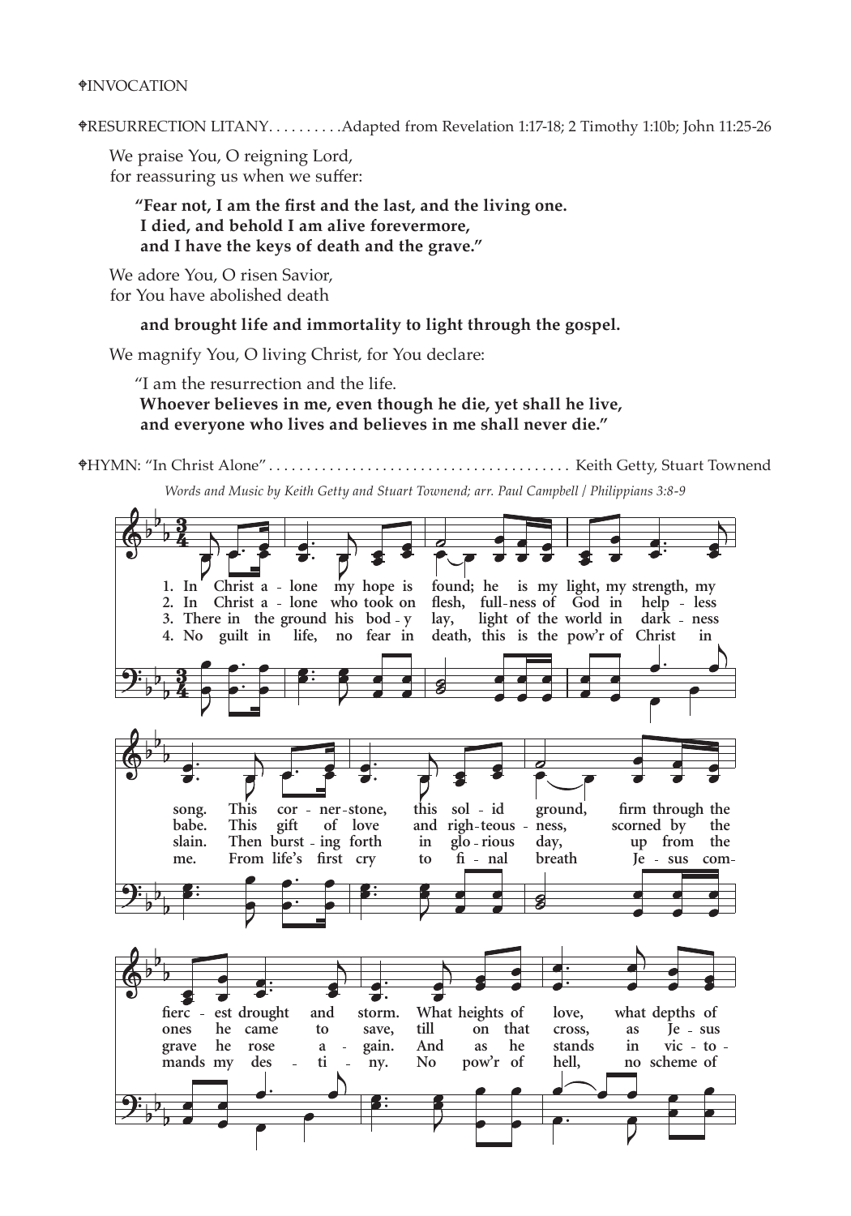✝INVOCATION

✝RESURRECTION LITANY. . . . . . . . . .Adapted from Revelation 1:17-18; 2 Timothy 1:10b; John 11:25-26

We praise You, O reigning Lord,
for reassuring us when we suffer:

**"Fear not, I am the first and the last, and the living one.**
**I died, and behold I am alive forevermore,**
**and I have the keys of death and the grave."**

We adore You, O risen Savior,
for You have abolished death

**and brought life and immortality to light through the gospel.**

We magnify You, O living Christ, for You declare:

"I am the resurrection and the life.
**Whoever believes in me, even though he die, yet shall he live,**
**and everyone who lives and believes in me shall never die."**

✝HYMN: "In Christ Alone" . . . . . . . . . . . . . . . . . . . . . . . . . . . . . . . . . . . . . . . Keith Getty, Stuart Townend

*Words and Music by Keith Getty and Stuart Townend; arr. Paul Campbell / Philippians 3:8-9*

1. In Christ a - lone my hope is found; he is my light, my strength, my song. This cor - ner-stone, this sol - id ground, firm through the fierc - est drought and storm. What heights of love, what depths of
2. In Christ a - lone who took on flesh, full-ness of God in help - less babe. This gift of love and righ-teous - ness, scorned by the ones he came to save, till on that cross, as Je - sus
3. There in the ground his bod - y lay, light of the world in dark - ness slain. Then burst - ing forth in glo - rious day, up from the grave he rose a - gain. And as he stands in vic - to -
4. No guilt in life, no fear in death, this is the pow'r of Christ in me. From life's first cry to fi - nal breath Je - sus com - mands my des - ti - ny. No pow'r of hell, no scheme of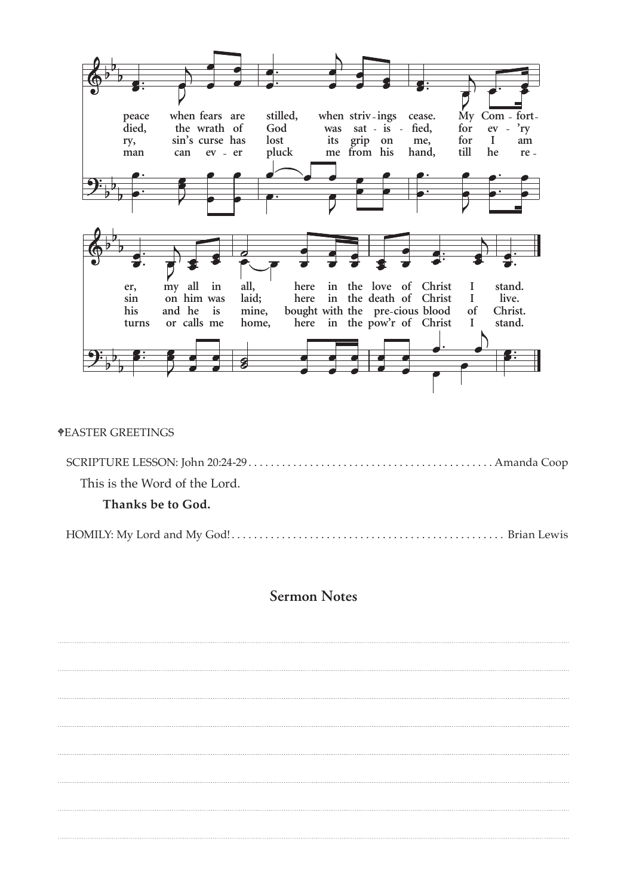peace when fears are stilled, when striv-ings cease. My Com-fort-er, my all in all, here in the love of Christ I stand.
died, the wrath of God was sat-is-fied, for ev-'ry sin on him was laid; here in the death of Christ I live.
ry, sin's curse has lost its grip on me, for I am his and he is mine, bought with the pre-cious blood of Christ.
man can ev-er pluck me from his hand, till he re-turns or calls me home, here in the pow'r of Christ I stand.

✟EASTER GREETINGS

SCRIPTURE LESSON: John 20:24-29 . . . . . . . . . . . . . . . . . . . . . . . . . . . . . . . . . . . . . . . . . . . Amanda Coop

This is the Word of the Lord.

**Thanks be to God.**

HOMILY: My Lord and My God! . . . . . . . . . . . . . . . . . . . . . . . . . . . . . . . . . . . . . . . . . . . . . . . Brian Lewis

## Sermon Notes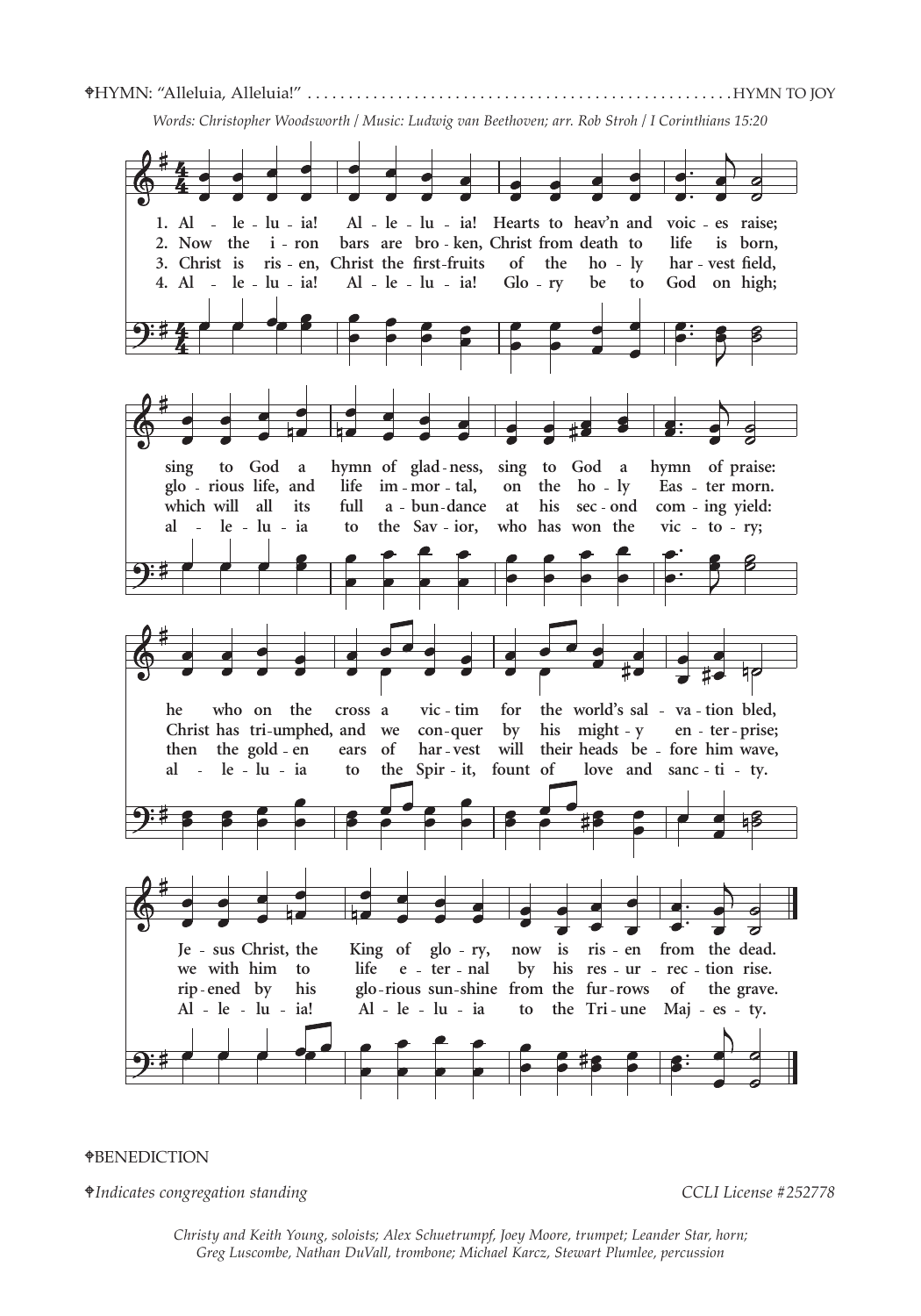✟HYMN: "Alleluia, Alleluia!" .................................................. HYMN TO JOY

*Words: Christopher Woodsworth / Music: Ludwig van Beethoven; arr. Rob Stroh / I Corinthians 15:20*

1. Alleluia! Alleluia! Hearts to heav'n and voices raise; sing to God a hymn of gladness, sing to God a hymn of praise: he who on the cross a victim for the world's salvation bled, Jesus Christ, the King of glory, now is risen from the dead.

2. Now the iron bars are broken, Christ from death to life is born, glorious life, and life immortal, on the holy Easter morn. Christ has triumphed, and we conquer by his mighty enterprise; we with him to life eternal by his resurrection rise.

3. Christ is risen, Christ the first-fruits of the holy harvest field, which will all its full abundance at his second coming yield: then the golden ears of harvest will their heads before him wave, ripened by his glorious sunshine from the furrows of the grave.

4. Alleluia! Alleluia! Glory be to God on high; alleluia to the Savior, who has won the victory; alleluia to the Spirit, fount of love and sanctity. Alleluia! Alleluia to the Triune Majesty.

✟BENEDICTION

*✟Indicates congregation standing* *CCLI License #252778*

*Christy and Keith Young, soloists; Alex Schuetrumpf, Joey Moore, trumpet; Leander Star, horn; Greg Luscombe, Nathan DuVall, trombone; Michael Karcz, Stewart Plumlee, percussion*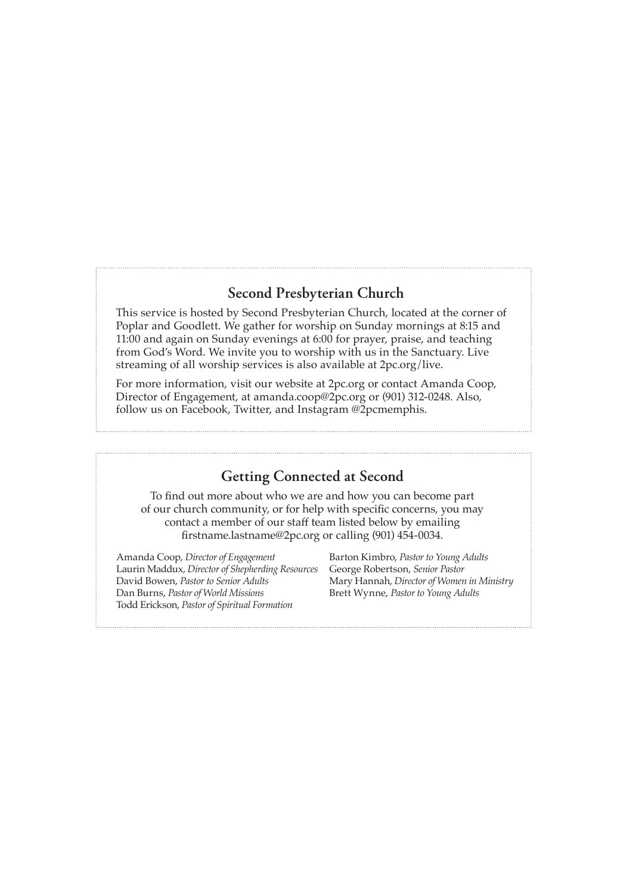## Second Presbyterian Church

This service is hosted by Second Presbyterian Church, located at the corner of Poplar and Goodlett. We gather for worship on Sunday mornings at 8:15 and 11:00 and again on Sunday evenings at 6:00 for prayer, praise, and teaching from God's Word. We invite you to worship with us in the Sanctuary. Live streaming of all worship services is also available at 2pc.org/live.

For more information, visit our website at 2pc.org or contact Amanda Coop, Director of Engagement, at amanda.coop@2pc.org or (901) 312-0248. Also, follow us on Facebook, Twitter, and Instagram @2pcmemphis.

## Getting Connected at Second

To find out more about who we are and how you can become part of our church community, or for help with specific concerns, you may contact a member of our staff team listed below by emailing firstname.lastname@2pc.org or calling (901) 454-0034.

Amanda Coop, *Director of Engagement*
Laurin Maddux, *Director of Shepherding Resources*
David Bowen, *Pastor to Senior Adults*
Dan Burns, *Pastor of World Missions*
Todd Erickson, *Pastor of Spiritual Formation*
Barton Kimbro, *Pastor to Young Adults*
George Robertson, *Senior Pastor*
Mary Hannah, *Director of Women in Ministry*
Brett Wynne, *Pastor to Young Adults*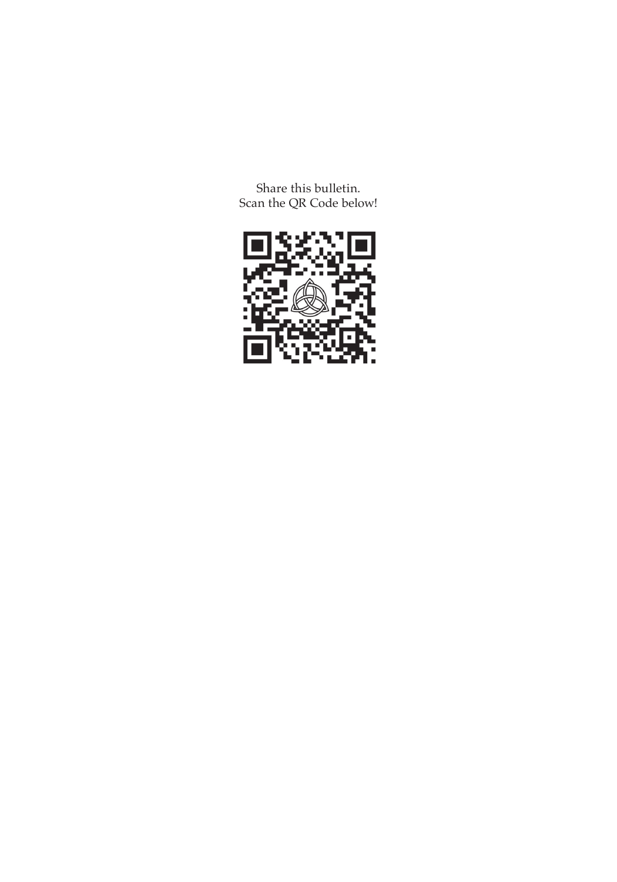Share this bulletin.
Scan the QR Code below!